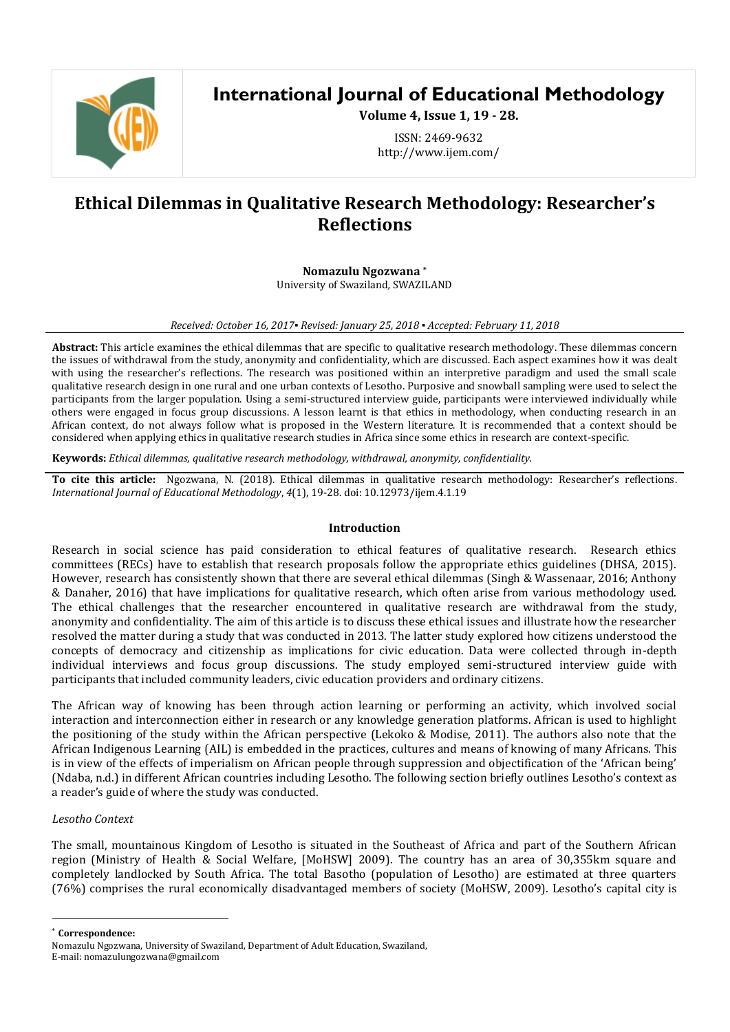# Ethical Dilemmas in Qualitative Research Methodology: Researcher's Reflections

**Nomazulu Ngozwana** *

University of Swaziland, SWAZILAND

*Received: October 16, 2017▪ Revised: January 25, 2018 ▪ Accepted: February 11, 2018*

**Abstract:** This article examines the ethical dilemmas that are specific to qualitative research methodology. These dilemmas concern the issues of withdrawal from the study, anonymity and confidentiality, which are discussed. Each aspect examines how it was dealt with using the researcher's reflections. The research was positioned within an interpretive paradigm and used the small scale qualitative research design in one rural and one urban contexts of Lesotho. Purposive and snowball sampling were used to select the participants from the larger population. Using a semi-structured interview guide, participants were interviewed individually while others were engaged in focus group discussions. A lesson learnt is that ethics in methodology, when conducting research in an African context, do not always follow what is proposed in the Western literature. It is recommended that a context should be considered when applying ethics in qualitative research studies in Africa since some ethics in research are context-specific.

**Keywords:** *Ethical dilemmas, qualitative research methodology, withdrawal, anonymity, confidentiality.*

**To cite this article:** Ngozwana, N. (2018). Ethical dilemmas in qualitative research methodology: Researcher's reflections. *International Journal of Educational Methodology*, *4*(1), 19-28. doi: 10.12973/ijem.4.1.19

## Introduction

Research in social science has paid consideration to ethical features of qualitative research. Research ethics committees (RECs) have to establish that research proposals follow the appropriate ethics guidelines (DHSA, 2015). However, research has consistently shown that there are several ethical dilemmas (Singh & Wassenaar, 2016; Anthony & Danaher, 2016) that have implications for qualitative research, which often arise from various methodology used. The ethical challenges that the researcher encountered in qualitative research are withdrawal from the study, anonymity and confidentiality. The aim of this article is to discuss these ethical issues and illustrate how the researcher resolved the matter during a study that was conducted in 2013. The latter study explored how citizens understood the concepts of democracy and citizenship as implications for civic education. Data were collected through in-depth individual interviews and focus group discussions. The study employed semi-structured interview guide with participants that included community leaders, civic education providers and ordinary citizens.

The African way of knowing has been through action learning or performing an activity, which involved social interaction and interconnection either in research or any knowledge generation platforms. African is used to highlight the positioning of the study within the African perspective (Lekoko & Modise, 2011). The authors also note that the African Indigenous Learning (AIL) is embedded in the practices, cultures and means of knowing of many Africans. This is in view of the effects of imperialism on African people through suppression and objectification of the 'African being' (Ndaba, n.d.) in different African countries including Lesotho. The following section briefly outlines Lesotho's context as a reader's guide of where the study was conducted.

### *Lesotho Context*

The small, mountainous Kingdom of Lesotho is situated in the Southeast of Africa and part of the Southern African region (Ministry of Health & Social Welfare, [MoHSW] 2009). The country has an area of 30,355km square and completely landlocked by South Africa. The total Basotho (population of Lesotho) are estimated at three quarters (76%) comprises the rural economically disadvantaged members of society (MoHSW, 2009). Lesotho's capital city is

---

* **Correspondence:**
Nomazulu Ngozwana, University of Swaziland, Department of Adult Education, Swaziland,
E-mail: nomazulungozwana@gmail.com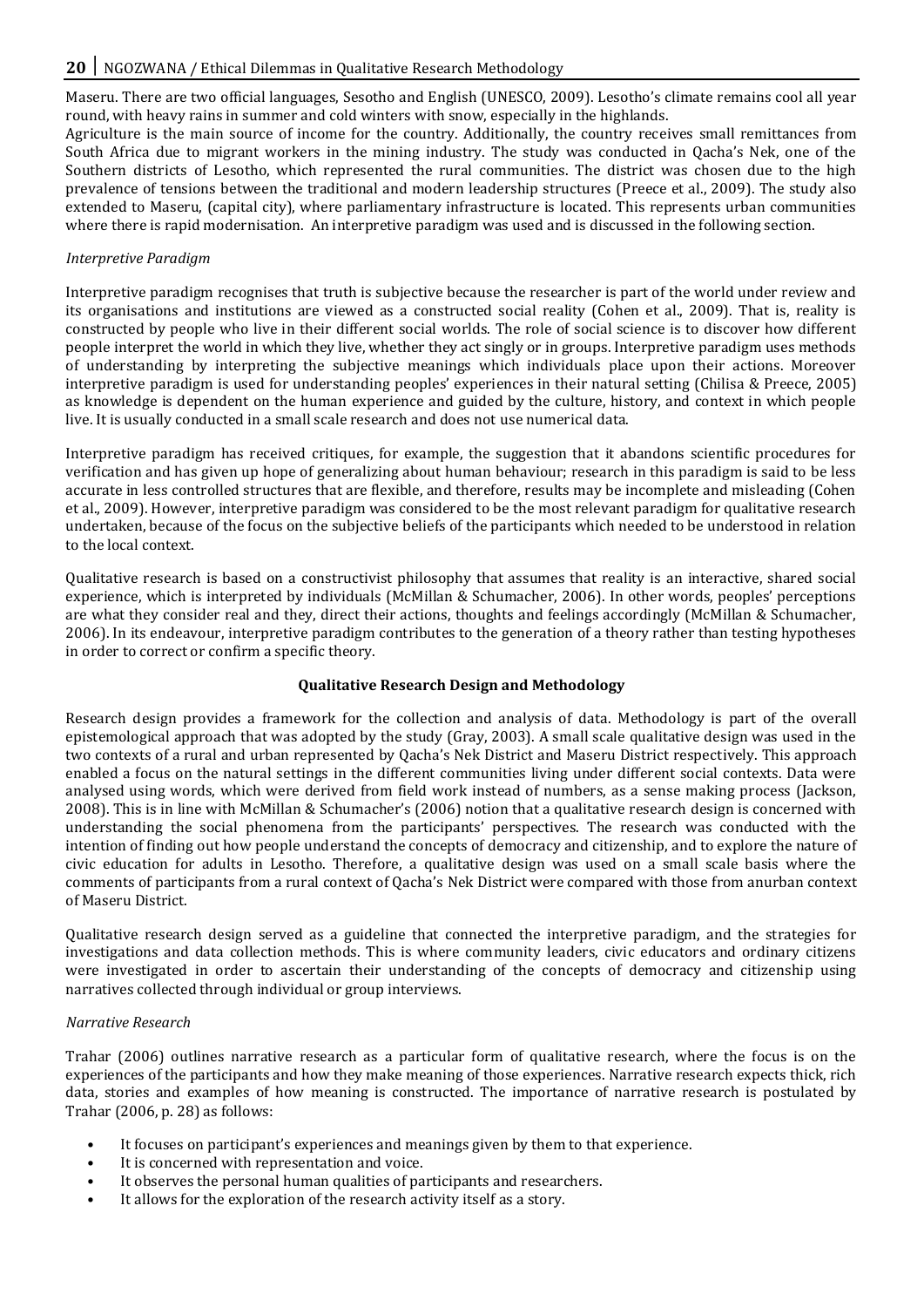Maseru. There are two official languages, Sesotho and English (UNESCO, 2009). Lesotho's climate remains cool all year round, with heavy rains in summer and cold winters with snow, especially in the highlands.

Agriculture is the main source of income for the country. Additionally, the country receives small remittances from South Africa due to migrant workers in the mining industry. The study was conducted in Qacha's Nek, one of the Southern districts of Lesotho, which represented the rural communities. The district was chosen due to the high prevalence of tensions between the traditional and modern leadership structures (Preece et al., 2009). The study also extended to Maseru, (capital city), where parliamentary infrastructure is located. This represents urban communities where there is rapid modernisation. An interpretive paradigm was used and is discussed in the following section.

### *Interpretive Paradigm*

Interpretive paradigm recognises that truth is subjective because the researcher is part of the world under review and its organisations and institutions are viewed as a constructed social reality (Cohen et al., 2009). That is, reality is constructed by people who live in their different social worlds. The role of social science is to discover how different people interpret the world in which they live, whether they act singly or in groups. Interpretive paradigm uses methods of understanding by interpreting the subjective meanings which individuals place upon their actions. Moreover interpretive paradigm is used for understanding peoples' experiences in their natural setting (Chilisa & Preece, 2005) as knowledge is dependent on the human experience and guided by the culture, history, and context in which people live. It is usually conducted in a small scale research and does not use numerical data.

Interpretive paradigm has received critiques, for example, the suggestion that it abandons scientific procedures for verification and has given up hope of generalizing about human behaviour; research in this paradigm is said to be less accurate in less controlled structures that are flexible, and therefore, results may be incomplete and misleading (Cohen et al., 2009). However, interpretive paradigm was considered to be the most relevant paradigm for qualitative research undertaken, because of the focus on the subjective beliefs of the participants which needed to be understood in relation to the local context.

Qualitative research is based on a constructivist philosophy that assumes that reality is an interactive, shared social experience, which is interpreted by individuals (McMillan & Schumacher, 2006). In other words, peoples' perceptions are what they consider real and they, direct their actions, thoughts and feelings accordingly (McMillan & Schumacher, 2006). In its endeavour, interpretive paradigm contributes to the generation of a theory rather than testing hypotheses in order to correct or confirm a specific theory.

## Qualitative Research Design and Methodology

Research design provides a framework for the collection and analysis of data. Methodology is part of the overall epistemological approach that was adopted by the study (Gray, 2003). A small scale qualitative design was used in the two contexts of a rural and urban represented by Qacha's Nek District and Maseru District respectively. This approach enabled a focus on the natural settings in the different communities living under different social contexts. Data were analysed using words, which were derived from field work instead of numbers, as a sense making process (Jackson, 2008). This is in line with McMillan & Schumacher's (2006) notion that a qualitative research design is concerned with understanding the social phenomena from the participants' perspectives. The research was conducted with the intention of finding out how people understand the concepts of democracy and citizenship, and to explore the nature of civic education for adults in Lesotho. Therefore, a qualitative design was used on a small scale basis where the comments of participants from a rural context of Qacha's Nek District were compared with those from anurban context of Maseru District.

Qualitative research design served as a guideline that connected the interpretive paradigm, and the strategies for investigations and data collection methods. This is where community leaders, civic educators and ordinary citizens were investigated in order to ascertain their understanding of the concepts of democracy and citizenship using narratives collected through individual or group interviews.

### *Narrative Research*

Trahar (2006) outlines narrative research as a particular form of qualitative research, where the focus is on the experiences of the participants and how they make meaning of those experiences. Narrative research expects thick, rich data, stories and examples of how meaning is constructed. The importance of narrative research is postulated by Trahar (2006, p. 28) as follows:

- It focuses on participant's experiences and meanings given by them to that experience.
- It is concerned with representation and voice.
- It observes the personal human qualities of participants and researchers.
- It allows for the exploration of the research activity itself as a story.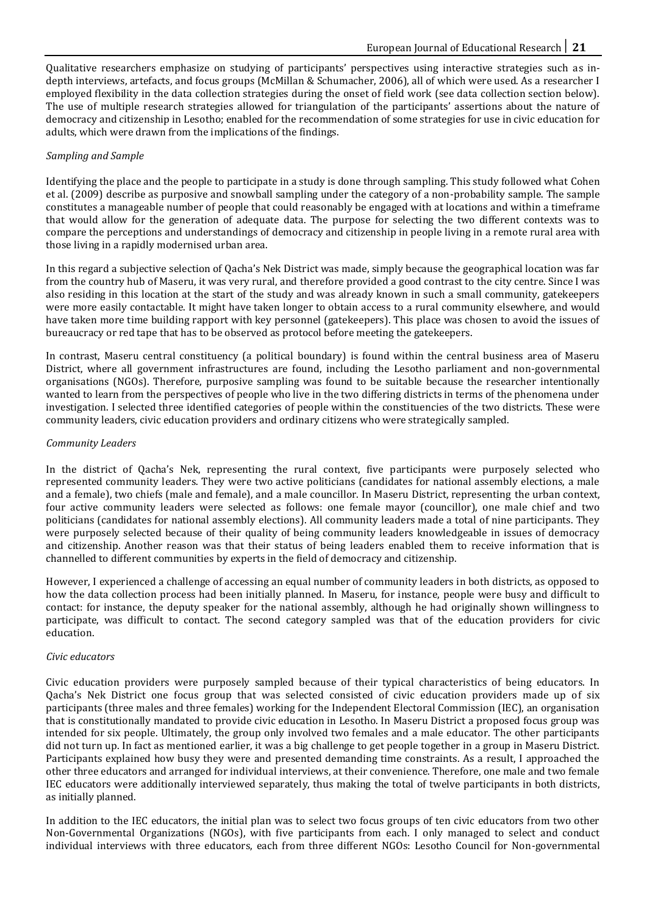Qualitative researchers emphasize on studying of participants' perspectives using interactive strategies such as in-depth interviews, artefacts, and focus groups (McMillan & Schumacher, 2006), all of which were used. As a researcher I employed flexibility in the data collection strategies during the onset of field work (see data collection section below). The use of multiple research strategies allowed for triangulation of the participants' assertions about the nature of democracy and citizenship in Lesotho; enabled for the recommendation of some strategies for use in civic education for adults, which were drawn from the implications of the findings.

*Sampling and Sample*

Identifying the place and the people to participate in a study is done through sampling. This study followed what Cohen et al. (2009) describe as purposive and snowball sampling under the category of a non-probability sample. The sample constitutes a manageable number of people that could reasonably be engaged with at locations and within a timeframe that would allow for the generation of adequate data. The purpose for selecting the two different contexts was to compare the perceptions and understandings of democracy and citizenship in people living in a remote rural area with those living in a rapidly modernised urban area.

In this regard a subjective selection of Qacha's Nek District was made, simply because the geographical location was far from the country hub of Maseru, it was very rural, and therefore provided a good contrast to the city centre. Since I was also residing in this location at the start of the study and was already known in such a small community, gatekeepers were more easily contactable. It might have taken longer to obtain access to a rural community elsewhere, and would have taken more time building rapport with key personnel (gatekeepers). This place was chosen to avoid the issues of bureaucracy or red tape that has to be observed as protocol before meeting the gatekeepers.

In contrast, Maseru central constituency (a political boundary) is found within the central business area of Maseru District, where all government infrastructures are found, including the Lesotho parliament and non-governmental organisations (NGOs). Therefore, purposive sampling was found to be suitable because the researcher intentionally wanted to learn from the perspectives of people who live in the two differing districts in terms of the phenomena under investigation. I selected three identified categories of people within the constituencies of the two districts. These were community leaders, civic education providers and ordinary citizens who were strategically sampled.

*Community Leaders*

In the district of Qacha's Nek, representing the rural context, five participants were purposely selected who represented community leaders. They were two active politicians (candidates for national assembly elections, a male and a female), two chiefs (male and female), and a male councillor. In Maseru District, representing the urban context, four active community leaders were selected as follows: one female mayor (councillor), one male chief and two politicians (candidates for national assembly elections). All community leaders made a total of nine participants. They were purposely selected because of their quality of being community leaders knowledgeable in issues of democracy and citizenship. Another reason was that their status of being leaders enabled them to receive information that is channelled to different communities by experts in the field of democracy and citizenship.

However, I experienced a challenge of accessing an equal number of community leaders in both districts, as opposed to how the data collection process had been initially planned. In Maseru, for instance, people were busy and difficult to contact: for instance, the deputy speaker for the national assembly, although he had originally shown willingness to participate, was difficult to contact. The second category sampled was that of the education providers for civic education.

*Civic educators*

Civic education providers were purposely sampled because of their typical characteristics of being educators. In Qacha's Nek District one focus group that was selected consisted of civic education providers made up of six participants (three males and three females) working for the Independent Electoral Commission (IEC), an organisation that is constitutionally mandated to provide civic education in Lesotho. In Maseru District a proposed focus group was intended for six people. Ultimately, the group only involved two females and a male educator. The other participants did not turn up. In fact as mentioned earlier, it was a big challenge to get people together in a group in Maseru District. Participants explained how busy they were and presented demanding time constraints. As a result, I approached the other three educators and arranged for individual interviews, at their convenience. Therefore, one male and two female IEC educators were additionally interviewed separately, thus making the total of twelve participants in both districts, as initially planned.

In addition to the IEC educators, the initial plan was to select two focus groups of ten civic educators from two other Non-Governmental Organizations (NGOs), with five participants from each. I only managed to select and conduct individual interviews with three educators, each from three different NGOs: Lesotho Council for Non-governmental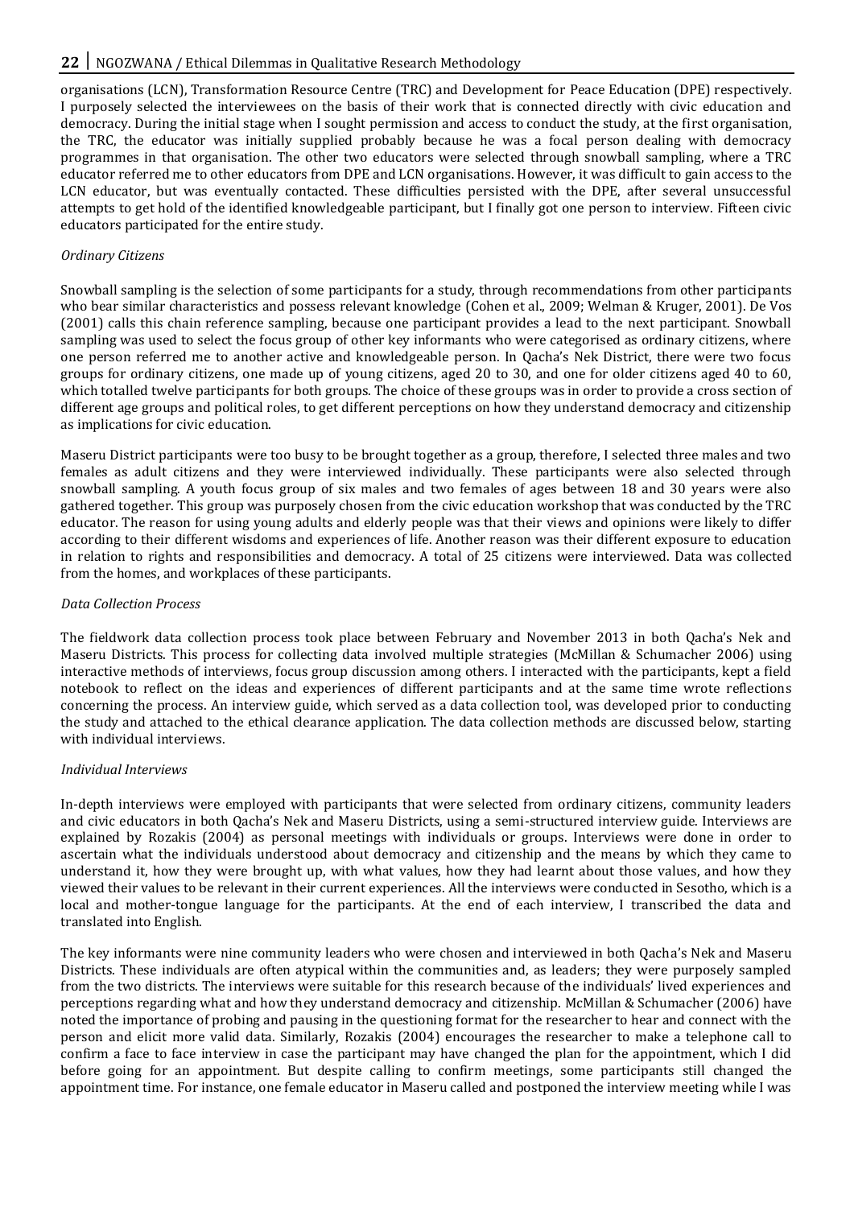organisations (LCN), Transformation Resource Centre (TRC) and Development for Peace Education (DPE) respectively. I purposely selected the interviewees on the basis of their work that is connected directly with civic education and democracy. During the initial stage when I sought permission and access to conduct the study, at the first organisation, the TRC, the educator was initially supplied probably because he was a focal person dealing with democracy programmes in that organisation. The other two educators were selected through snowball sampling, where a TRC educator referred me to other educators from DPE and LCN organisations. However, it was difficult to gain access to the LCN educator, but was eventually contacted. These difficulties persisted with the DPE, after several unsuccessful attempts to get hold of the identified knowledgeable participant, but I finally got one person to interview. Fifteen civic educators participated for the entire study.

### *Ordinary Citizens*

Snowball sampling is the selection of some participants for a study, through recommendations from other participants who bear similar characteristics and possess relevant knowledge (Cohen et al., 2009; Welman & Kruger, 2001). De Vos (2001) calls this chain reference sampling, because one participant provides a lead to the next participant. Snowball sampling was used to select the focus group of other key informants who were categorised as ordinary citizens, where one person referred me to another active and knowledgeable person. In Qacha's Nek District, there were two focus groups for ordinary citizens, one made up of young citizens, aged 20 to 30, and one for older citizens aged 40 to 60, which totalled twelve participants for both groups. The choice of these groups was in order to provide a cross section of different age groups and political roles, to get different perceptions on how they understand democracy and citizenship as implications for civic education.

Maseru District participants were too busy to be brought together as a group, therefore, I selected three males and two females as adult citizens and they were interviewed individually. These participants were also selected through snowball sampling. A youth focus group of six males and two females of ages between 18 and 30 years were also gathered together. This group was purposely chosen from the civic education workshop that was conducted by the TRC educator. The reason for using young adults and elderly people was that their views and opinions were likely to differ according to their different wisdoms and experiences of life. Another reason was their different exposure to education in relation to rights and responsibilities and democracy. A total of 25 citizens were interviewed. Data was collected from the homes, and workplaces of these participants.

### *Data Collection Process*

The fieldwork data collection process took place between February and November 2013 in both Qacha's Nek and Maseru Districts. This process for collecting data involved multiple strategies (McMillan & Schumacher 2006) using interactive methods of interviews, focus group discussion among others. I interacted with the participants, kept a field notebook to reflect on the ideas and experiences of different participants and at the same time wrote reflections concerning the process. An interview guide, which served as a data collection tool, was developed prior to conducting the study and attached to the ethical clearance application. The data collection methods are discussed below, starting with individual interviews.

### *Individual Interviews*

In-depth interviews were employed with participants that were selected from ordinary citizens, community leaders and civic educators in both Qacha's Nek and Maseru Districts, using a semi-structured interview guide. Interviews are explained by Rozakis (2004) as personal meetings with individuals or groups. Interviews were done in order to ascertain what the individuals understood about democracy and citizenship and the means by which they came to understand it, how they were brought up, with what values, how they had learnt about those values, and how they viewed their values to be relevant in their current experiences. All the interviews were conducted in Sesotho, which is a local and mother-tongue language for the participants. At the end of each interview, I transcribed the data and translated into English.

The key informants were nine community leaders who were chosen and interviewed in both Qacha's Nek and Maseru Districts. These individuals are often atypical within the communities and, as leaders; they were purposely sampled from the two districts. The interviews were suitable for this research because of the individuals' lived experiences and perceptions regarding what and how they understand democracy and citizenship. McMillan & Schumacher (2006) have noted the importance of probing and pausing in the questioning format for the researcher to hear and connect with the person and elicit more valid data. Similarly, Rozakis (2004) encourages the researcher to make a telephone call to confirm a face to face interview in case the participant may have changed the plan for the appointment, which I did before going for an appointment. But despite calling to confirm meetings, some participants still changed the appointment time. For instance, one female educator in Maseru called and postponed the interview meeting while I was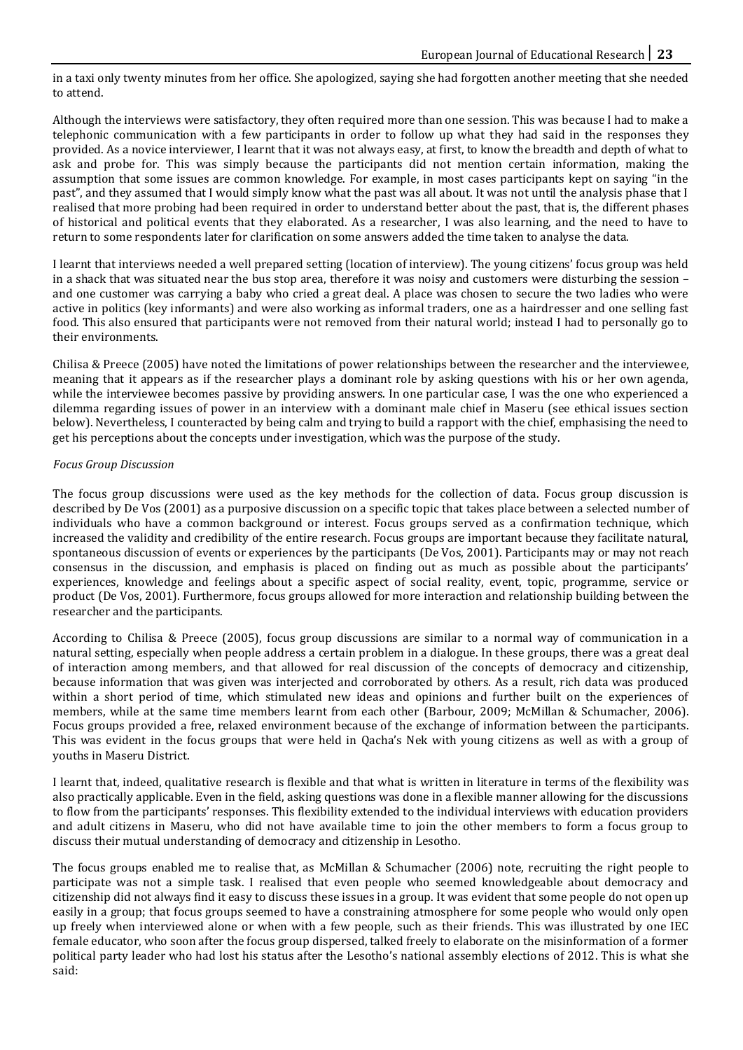in a taxi only twenty minutes from her office. She apologized, saying she had forgotten another meeting that she needed to attend.

Although the interviews were satisfactory, they often required more than one session. This was because I had to make a telephonic communication with a few participants in order to follow up what they had said in the responses they provided. As a novice interviewer, I learnt that it was not always easy, at first, to know the breadth and depth of what to ask and probe for. This was simply because the participants did not mention certain information, making the assumption that some issues are common knowledge. For example, in most cases participants kept on saying "in the past", and they assumed that I would simply know what the past was all about. It was not until the analysis phase that I realised that more probing had been required in order to understand better about the past, that is, the different phases of historical and political events that they elaborated. As a researcher, I was also learning, and the need to have to return to some respondents later for clarification on some answers added the time taken to analyse the data.

I learnt that interviews needed a well prepared setting (location of interview). The young citizens' focus group was held in a shack that was situated near the bus stop area, therefore it was noisy and customers were disturbing the session – and one customer was carrying a baby who cried a great deal. A place was chosen to secure the two ladies who were active in politics (key informants) and were also working as informal traders, one as a hairdresser and one selling fast food. This also ensured that participants were not removed from their natural world; instead I had to personally go to their environments.

Chilisa & Preece (2005) have noted the limitations of power relationships between the researcher and the interviewee, meaning that it appears as if the researcher plays a dominant role by asking questions with his or her own agenda, while the interviewee becomes passive by providing answers. In one particular case, I was the one who experienced a dilemma regarding issues of power in an interview with a dominant male chief in Maseru (see ethical issues section below). Nevertheless, I counteracted by being calm and trying to build a rapport with the chief, emphasising the need to get his perceptions about the concepts under investigation, which was the purpose of the study.

*Focus Group Discussion*

The focus group discussions were used as the key methods for the collection of data. Focus group discussion is described by De Vos (2001) as a purposive discussion on a specific topic that takes place between a selected number of individuals who have a common background or interest. Focus groups served as a confirmation technique, which increased the validity and credibility of the entire research. Focus groups are important because they facilitate natural, spontaneous discussion of events or experiences by the participants (De Vos, 2001). Participants may or may not reach consensus in the discussion, and emphasis is placed on finding out as much as possible about the participants' experiences, knowledge and feelings about a specific aspect of social reality, event, topic, programme, service or product (De Vos, 2001). Furthermore, focus groups allowed for more interaction and relationship building between the researcher and the participants.

According to Chilisa & Preece (2005), focus group discussions are similar to a normal way of communication in a natural setting, especially when people address a certain problem in a dialogue. In these groups, there was a great deal of interaction among members, and that allowed for real discussion of the concepts of democracy and citizenship, because information that was given was interjected and corroborated by others. As a result, rich data was produced within a short period of time, which stimulated new ideas and opinions and further built on the experiences of members, while at the same time members learnt from each other (Barbour, 2009; McMillan & Schumacher, 2006). Focus groups provided a free, relaxed environment because of the exchange of information between the participants. This was evident in the focus groups that were held in Qacha's Nek with young citizens as well as with a group of youths in Maseru District.

I learnt that, indeed, qualitative research is flexible and that what is written in literature in terms of the flexibility was also practically applicable. Even in the field, asking questions was done in a flexible manner allowing for the discussions to flow from the participants' responses. This flexibility extended to the individual interviews with education providers and adult citizens in Maseru, who did not have available time to join the other members to form a focus group to discuss their mutual understanding of democracy and citizenship in Lesotho.

The focus groups enabled me to realise that, as McMillan & Schumacher (2006) note, recruiting the right people to participate was not a simple task. I realised that even people who seemed knowledgeable about democracy and citizenship did not always find it easy to discuss these issues in a group. It was evident that some people do not open up easily in a group; that focus groups seemed to have a constraining atmosphere for some people who would only open up freely when interviewed alone or when with a few people, such as their friends. This was illustrated by one IEC female educator, who soon after the focus group dispersed, talked freely to elaborate on the misinformation of a former political party leader who had lost his status after the Lesotho's national assembly elections of 2012. This is what she said: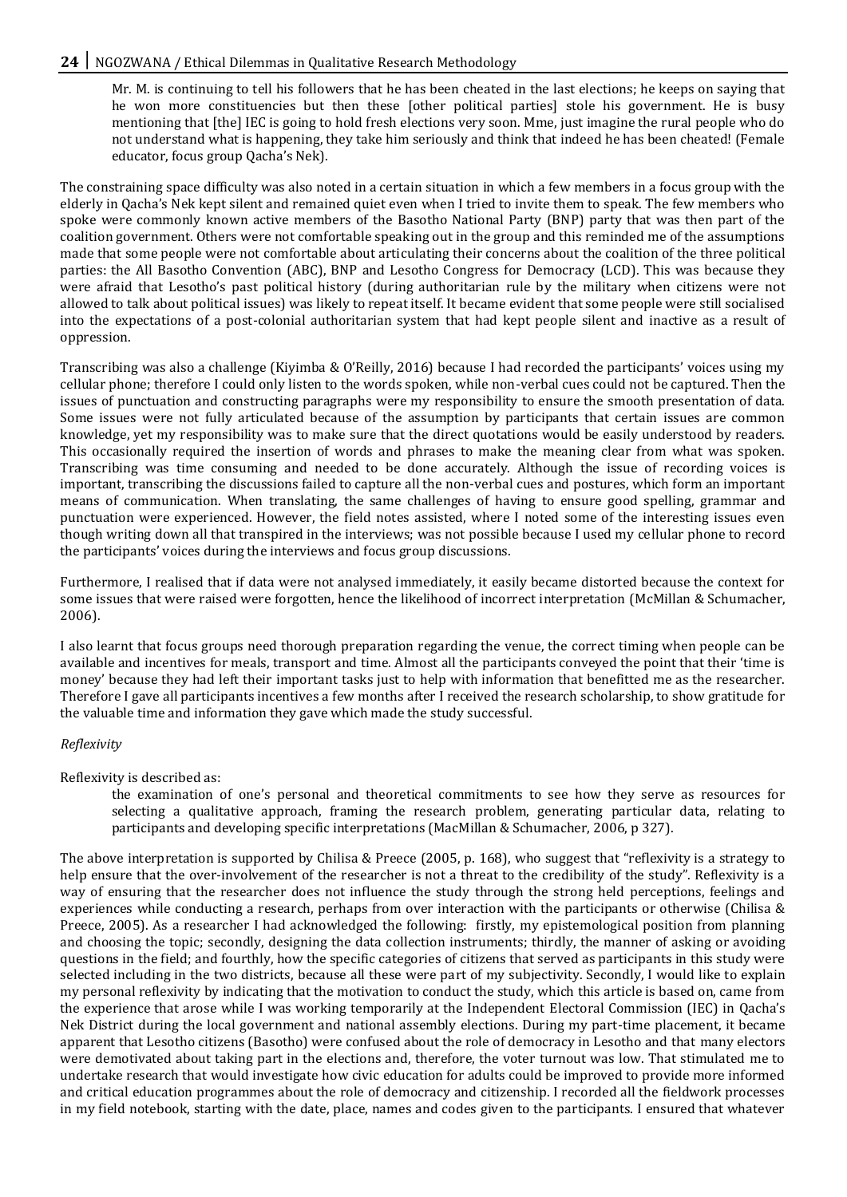> Mr. M. is continuing to tell his followers that he has been cheated in the last elections; he keeps on saying that he won more constituencies but then these [other political parties] stole his government. He is busy mentioning that [the] IEC is going to hold fresh elections very soon. Mme, just imagine the rural people who do not understand what is happening, they take him seriously and think that indeed he has been cheated! (Female educator, focus group Qacha's Nek).

The constraining space difficulty was also noted in a certain situation in which a few members in a focus group with the elderly in Qacha's Nek kept silent and remained quiet even when I tried to invite them to speak. The few members who spoke were commonly known active members of the Basotho National Party (BNP) party that was then part of the coalition government. Others were not comfortable speaking out in the group and this reminded me of the assumptions made that some people were not comfortable about articulating their concerns about the coalition of the three political parties: the All Basotho Convention (ABC), BNP and Lesotho Congress for Democracy (LCD). This was because they were afraid that Lesotho's past political history (during authoritarian rule by the military when citizens were not allowed to talk about political issues) was likely to repeat itself. It became evident that some people were still socialised into the expectations of a post-colonial authoritarian system that had kept people silent and inactive as a result of oppression.

Transcribing was also a challenge (Kiyimba & O'Reilly, 2016) because I had recorded the participants' voices using my cellular phone; therefore I could only listen to the words spoken, while non-verbal cues could not be captured. Then the issues of punctuation and constructing paragraphs were my responsibility to ensure the smooth presentation of data. Some issues were not fully articulated because of the assumption by participants that certain issues are common knowledge, yet my responsibility was to make sure that the direct quotations would be easily understood by readers. This occasionally required the insertion of words and phrases to make the meaning clear from what was spoken. Transcribing was time consuming and needed to be done accurately. Although the issue of recording voices is important, transcribing the discussions failed to capture all the non-verbal cues and postures, which form an important means of communication. When translating, the same challenges of having to ensure good spelling, grammar and punctuation were experienced. However, the field notes assisted, where I noted some of the interesting issues even though writing down all that transpired in the interviews; was not possible because I used my cellular phone to record the participants' voices during the interviews and focus group discussions.

Furthermore, I realised that if data were not analysed immediately, it easily became distorted because the context for some issues that were raised were forgotten, hence the likelihood of incorrect interpretation (McMillan & Schumacher, 2006).

I also learnt that focus groups need thorough preparation regarding the venue, the correct timing when people can be available and incentives for meals, transport and time. Almost all the participants conveyed the point that their 'time is money' because they had left their important tasks just to help with information that benefitted me as the researcher. Therefore I gave all participants incentives a few months after I received the research scholarship, to show gratitude for the valuable time and information they gave which made the study successful.

*Reflexivity*

Reflexivity is described as:

> the examination of one's personal and theoretical commitments to see how they serve as resources for selecting a qualitative approach, framing the research problem, generating particular data, relating to participants and developing specific interpretations (MacMillan & Schumacher, 2006, p 327).

The above interpretation is supported by Chilisa & Preece (2005, p. 168), who suggest that "reflexivity is a strategy to help ensure that the over-involvement of the researcher is not a threat to the credibility of the study". Reflexivity is a way of ensuring that the researcher does not influence the study through the strong held perceptions, feelings and experiences while conducting a research, perhaps from over interaction with the participants or otherwise (Chilisa & Preece, 2005). As a researcher I had acknowledged the following: firstly, my epistemological position from planning and choosing the topic; secondly, designing the data collection instruments; thirdly, the manner of asking or avoiding questions in the field; and fourthly, how the specific categories of citizens that served as participants in this study were selected including in the two districts, because all these were part of my subjectivity. Secondly, I would like to explain my personal reflexivity by indicating that the motivation to conduct the study, which this article is based on, came from the experience that arose while I was working temporarily at the Independent Electoral Commission (IEC) in Qacha's Nek District during the local government and national assembly elections. During my part-time placement, it became apparent that Lesotho citizens (Basotho) were confused about the role of democracy in Lesotho and that many electors were demotivated about taking part in the elections and, therefore, the voter turnout was low. That stimulated me to undertake research that would investigate how civic education for adults could be improved to provide more informed and critical education programmes about the role of democracy and citizenship. I recorded all the fieldwork processes in my field notebook, starting with the date, place, names and codes given to the participants. I ensured that whatever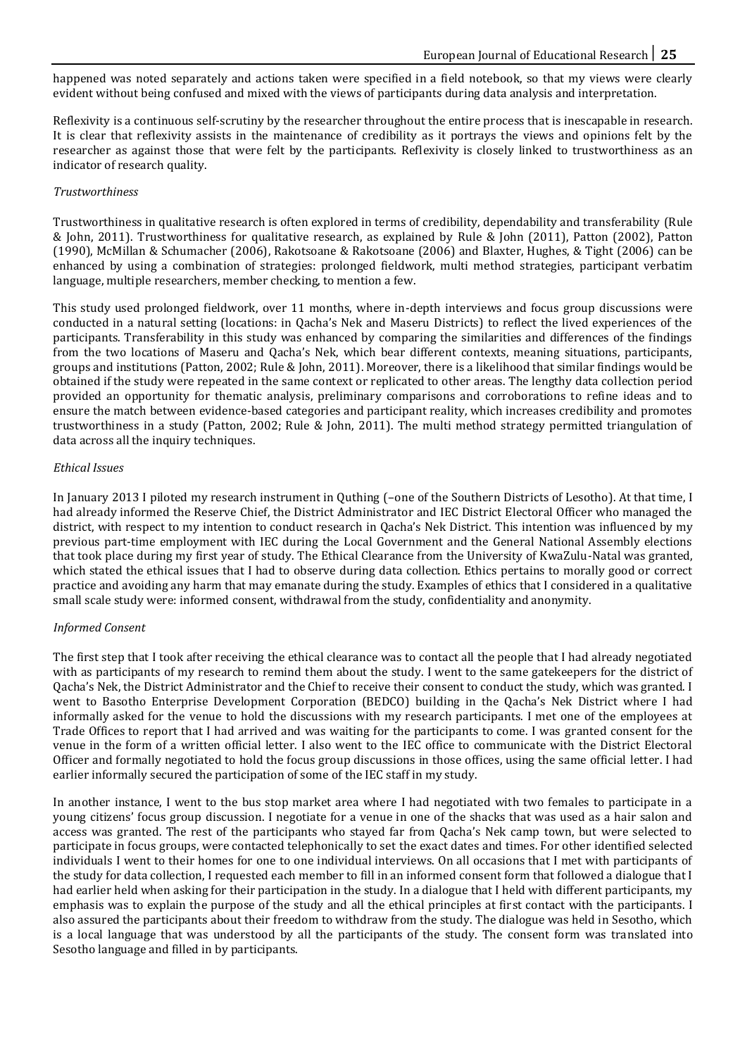happened was noted separately and actions taken were specified in a field notebook, so that my views were clearly evident without being confused and mixed with the views of participants during data analysis and interpretation.

Reflexivity is a continuous self-scrutiny by the researcher throughout the entire process that is inescapable in research. It is clear that reflexivity assists in the maintenance of credibility as it portrays the views and opinions felt by the researcher as against those that were felt by the participants. Reflexivity is closely linked to trustworthiness as an indicator of research quality.

*Trustworthiness*

Trustworthiness in qualitative research is often explored in terms of credibility, dependability and transferability (Rule & John, 2011). Trustworthiness for qualitative research, as explained by Rule & John (2011), Patton (2002), Patton (1990), McMillan & Schumacher (2006), Rakotsoane & Rakotsoane (2006) and Blaxter, Hughes, & Tight (2006) can be enhanced by using a combination of strategies: prolonged fieldwork, multi method strategies, participant verbatim language, multiple researchers, member checking, to mention a few.

This study used prolonged fieldwork, over 11 months, where in-depth interviews and focus group discussions were conducted in a natural setting (locations: in Qacha's Nek and Maseru Districts) to reflect the lived experiences of the participants. Transferability in this study was enhanced by comparing the similarities and differences of the findings from the two locations of Maseru and Qacha's Nek, which bear different contexts, meaning situations, participants, groups and institutions (Patton, 2002; Rule & John, 2011). Moreover, there is a likelihood that similar findings would be obtained if the study were repeated in the same context or replicated to other areas. The lengthy data collection period provided an opportunity for thematic analysis, preliminary comparisons and corroborations to refine ideas and to ensure the match between evidence-based categories and participant reality, which increases credibility and promotes trustworthiness in a study (Patton, 2002; Rule & John, 2011). The multi method strategy permitted triangulation of data across all the inquiry techniques.

*Ethical Issues*

In January 2013 I piloted my research instrument in Quthing (–one of the Southern Districts of Lesotho). At that time, I had already informed the Reserve Chief, the District Administrator and IEC District Electoral Officer who managed the district, with respect to my intention to conduct research in Qacha's Nek District. This intention was influenced by my previous part-time employment with IEC during the Local Government and the General National Assembly elections that took place during my first year of study. The Ethical Clearance from the University of KwaZulu-Natal was granted, which stated the ethical issues that I had to observe during data collection. Ethics pertains to morally good or correct practice and avoiding any harm that may emanate during the study. Examples of ethics that I considered in a qualitative small scale study were: informed consent, withdrawal from the study, confidentiality and anonymity.

*Informed Consent*

The first step that I took after receiving the ethical clearance was to contact all the people that I had already negotiated with as participants of my research to remind them about the study. I went to the same gatekeepers for the district of Qacha's Nek, the District Administrator and the Chief to receive their consent to conduct the study, which was granted. I went to Basotho Enterprise Development Corporation (BEDCO) building in the Qacha's Nek District where I had informally asked for the venue to hold the discussions with my research participants. I met one of the employees at Trade Offices to report that I had arrived and was waiting for the participants to come. I was granted consent for the venue in the form of a written official letter. I also went to the IEC office to communicate with the District Electoral Officer and formally negotiated to hold the focus group discussions in those offices, using the same official letter. I had earlier informally secured the participation of some of the IEC staff in my study.

In another instance, I went to the bus stop market area where I had negotiated with two females to participate in a young citizens' focus group discussion. I negotiate for a venue in one of the shacks that was used as a hair salon and access was granted. The rest of the participants who stayed far from Qacha's Nek camp town, but were selected to participate in focus groups, were contacted telephonically to set the exact dates and times. For other identified selected individuals I went to their homes for one to one individual interviews. On all occasions that I met with participants of the study for data collection, I requested each member to fill in an informed consent form that followed a dialogue that I had earlier held when asking for their participation in the study. In a dialogue that I held with different participants, my emphasis was to explain the purpose of the study and all the ethical principles at first contact with the participants. I also assured the participants about their freedom to withdraw from the study. The dialogue was held in Sesotho, which is a local language that was understood by all the participants of the study. The consent form was translated into Sesotho language and filled in by participants.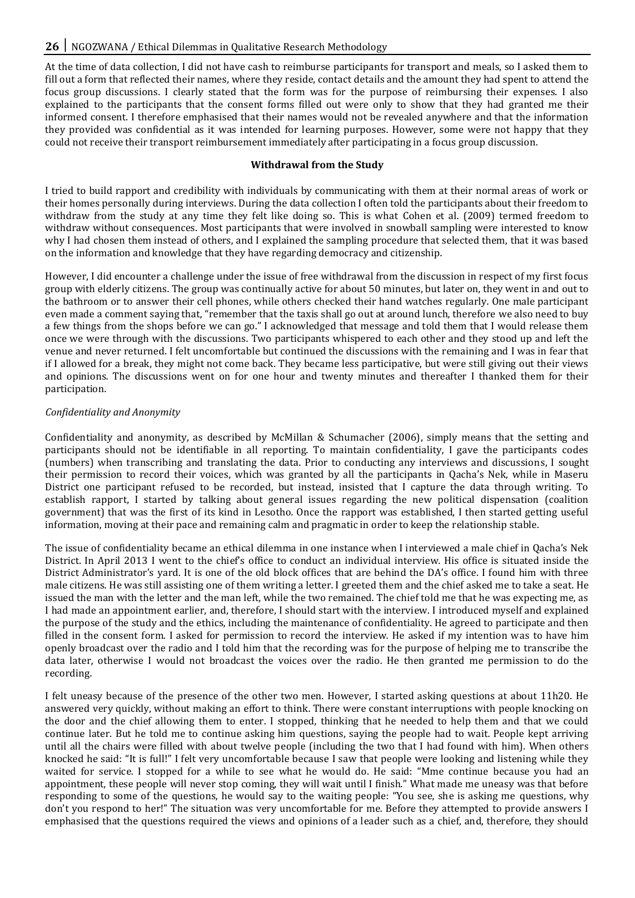At the time of data collection, I did not have cash to reimburse participants for transport and meals, so I asked them to fill out a form that reflected their names, where they reside, contact details and the amount they had spent to attend the focus group discussions. I clearly stated that the form was for the purpose of reimbursing their expenses. I also explained to the participants that the consent forms filled out were only to show that they had granted me their informed consent. I therefore emphasised that their names would not be revealed anywhere and that the information they provided was confidential as it was intended for learning purposes. However, some were not happy that they could not receive their transport reimbursement immediately after participating in a focus group discussion.

**Withdrawal from the Study**

I tried to build rapport and credibility with individuals by communicating with them at their normal areas of work or their homes personally during interviews. During the data collection I often told the participants about their freedom to withdraw from the study at any time they felt like doing so. This is what Cohen et al. (2009) termed freedom to withdraw without consequences. Most participants that were involved in snowball sampling were interested to know why I had chosen them instead of others, and I explained the sampling procedure that selected them, that it was based on the information and knowledge that they have regarding democracy and citizenship.

However, I did encounter a challenge under the issue of free withdrawal from the discussion in respect of my first focus group with elderly citizens. The group was continually active for about 50 minutes, but later on, they went in and out to the bathroom or to answer their cell phones, while others checked their hand watches regularly. One male participant even made a comment saying that, "remember that the taxis shall go out at around lunch, therefore we also need to buy a few things from the shops before we can go." I acknowledged that message and told them that I would release them once we were through with the discussions. Two participants whispered to each other and they stood up and left the venue and never returned. I felt uncomfortable but continued the discussions with the remaining and I was in fear that if I allowed for a break, they might not come back. They became less participative, but were still giving out their views and opinions. The discussions went on for one hour and twenty minutes and thereafter I thanked them for their participation.

*Confidentiality and Anonymity*

Confidentiality and anonymity, as described by McMillan & Schumacher (2006), simply means that the setting and participants should not be identifiable in all reporting. To maintain confidentiality, I gave the participants codes (numbers) when transcribing and translating the data. Prior to conducting any interviews and discussions, I sought their permission to record their voices, which was granted by all the participants in Qacha's Nek, while in Maseru District one participant refused to be recorded, but instead, insisted that I capture the data through writing. To establish rapport, I started by talking about general issues regarding the new political dispensation (coalition government) that was the first of its kind in Lesotho. Once the rapport was established, I then started getting useful information, moving at their pace and remaining calm and pragmatic in order to keep the relationship stable.

The issue of confidentiality became an ethical dilemma in one instance when I interviewed a male chief in Qacha's Nek District. In April 2013 I went to the chief's office to conduct an individual interview. His office is situated inside the District Administrator's yard. It is one of the old block offices that are behind the DA's office. I found him with three male citizens. He was still assisting one of them writing a letter. I greeted them and the chief asked me to take a seat. He issued the man with the letter and the man left, while the two remained. The chief told me that he was expecting me, as I had made an appointment earlier, and, therefore, I should start with the interview. I introduced myself and explained the purpose of the study and the ethics, including the maintenance of confidentiality. He agreed to participate and then filled in the consent form. I asked for permission to record the interview. He asked if my intention was to have him openly broadcast over the radio and I told him that the recording was for the purpose of helping me to transcribe the data later, otherwise I would not broadcast the voices over the radio. He then granted me permission to do the recording.

I felt uneasy because of the presence of the other two men. However, I started asking questions at about 11h20. He answered very quickly, without making an effort to think. There were constant interruptions with people knocking on the door and the chief allowing them to enter. I stopped, thinking that he needed to help them and that we could continue later. But he told me to continue asking him questions, saying the people had to wait. People kept arriving until all the chairs were filled with about twelve people (including the two that I had found with him). When others knocked he said: "It is full!" I felt very uncomfortable because I saw that people were looking and listening while they waited for service. I stopped for a while to see what he would do. He said: "Mme continue because you had an appointment, these people will never stop coming, they will wait until I finish." What made me uneasy was that before responding to some of the questions, he would say to the waiting people: "You see, she is asking me questions, why don't you respond to her!" The situation was very uncomfortable for me. Before they attempted to provide answers I emphasised that the questions required the views and opinions of a leader such as a chief, and, therefore, they should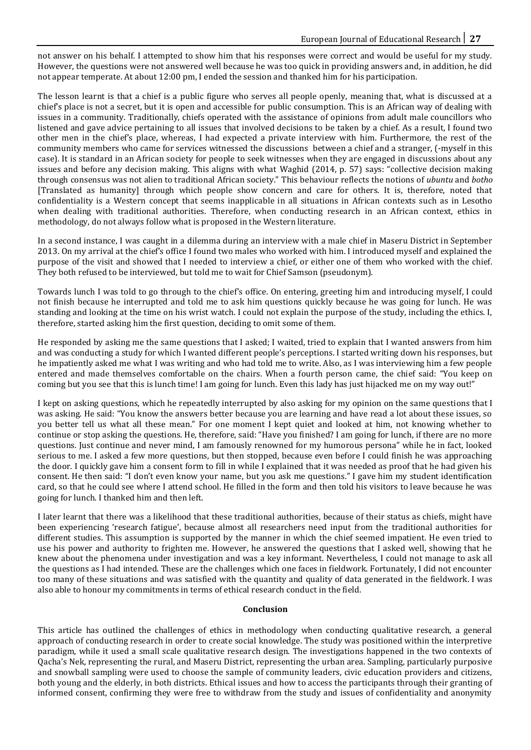not answer on his behalf. I attempted to show him that his responses were correct and would be useful for my study. However, the questions were not answered well because he was too quick in providing answers and, in addition, he did not appear temperate. At about 12:00 pm, I ended the session and thanked him for his participation.

The lesson learnt is that a chief is a public figure who serves all people openly, meaning that, what is discussed at a chief's place is not a secret, but it is open and accessible for public consumption. This is an African way of dealing with issues in a community. Traditionally, chiefs operated with the assistance of opinions from adult male councillors who listened and gave advice pertaining to all issues that involved decisions to be taken by a chief. As a result, I found two other men in the chief's place, whereas, I had expected a private interview with him. Furthermore, the rest of the community members who came for services witnessed the discussions between a chief and a stranger, (-myself in this case). It is standard in an African society for people to seek witnesses when they are engaged in discussions about any issues and before any decision making. This aligns with what Waghid (2014, p. 57) says: "collective decision making through consensus was not alien to traditional African society." This behaviour reflects the notions of *ubuntu* and *botho* [Translated as humanity] through which people show concern and care for others. It is, therefore, noted that confidentiality is a Western concept that seems inapplicable in all situations in African contexts such as in Lesotho when dealing with traditional authorities. Therefore, when conducting research in an African context, ethics in methodology, do not always follow what is proposed in the Western literature.

In a second instance, I was caught in a dilemma during an interview with a male chief in Maseru District in September 2013. On my arrival at the chief's office I found two males who worked with him. I introduced myself and explained the purpose of the visit and showed that I needed to interview a chief, or either one of them who worked with the chief. They both refused to be interviewed, but told me to wait for Chief Samson (pseudonym).

Towards lunch I was told to go through to the chief's office. On entering, greeting him and introducing myself, I could not finish because he interrupted and told me to ask him questions quickly because he was going for lunch. He was standing and looking at the time on his wrist watch. I could not explain the purpose of the study, including the ethics. I, therefore, started asking him the first question, deciding to omit some of them.

He responded by asking me the same questions that I asked; I waited, tried to explain that I wanted answers from him and was conducting a study for which I wanted different people's perceptions. I started writing down his responses, but he impatiently asked me what I was writing and who had told me to write. Also, as I was interviewing him a few people entered and made themselves comfortable on the chairs. When a fourth person came, the chief said: "You keep on coming but you see that this is lunch time! I am going for lunch. Even this lady has just hijacked me on my way out!"

I kept on asking questions, which he repeatedly interrupted by also asking for my opinion on the same questions that I was asking. He said: "You know the answers better because you are learning and have read a lot about these issues, so you better tell us what all these mean." For one moment I kept quiet and looked at him, not knowing whether to continue or stop asking the questions. He, therefore, said: "Have you finished? I am going for lunch, if there are no more questions. Just continue and never mind, I am famously renowned for my humorous persona" while he in fact, looked serious to me. I asked a few more questions, but then stopped, because even before I could finish he was approaching the door. I quickly gave him a consent form to fill in while I explained that it was needed as proof that he had given his consent. He then said: "I don't even know your name, but you ask me questions." I gave him my student identification card, so that he could see where I attend school. He filled in the form and then told his visitors to leave because he was going for lunch. I thanked him and then left.

I later learnt that there was a likelihood that these traditional authorities, because of their status as chiefs, might have been experiencing 'research fatigue', because almost all researchers need input from the traditional authorities for different studies. This assumption is supported by the manner in which the chief seemed impatient. He even tried to use his power and authority to frighten me. However, he answered the questions that I asked well, showing that he knew about the phenomena under investigation and was a key informant. Nevertheless, I could not manage to ask all the questions as I had intended. These are the challenges which one faces in fieldwork. Fortunately, I did not encounter too many of these situations and was satisfied with the quantity and quality of data generated in the fieldwork. I was also able to honour my commitments in terms of ethical research conduct in the field.

## Conclusion

This article has outlined the challenges of ethics in methodology when conducting qualitative research, a general approach of conducting research in order to create social knowledge. The study was positioned within the interpretive paradigm, while it used a small scale qualitative research design. The investigations happened in the two contexts of Qacha's Nek, representing the rural, and Maseru District, representing the urban area. Sampling, particularly purposive and snowball sampling were used to choose the sample of community leaders, civic education providers and citizens, both young and the elderly, in both districts. Ethical issues and how to access the participants through their granting of informed consent, confirming they were free to withdraw from the study and issues of confidentiality and anonymity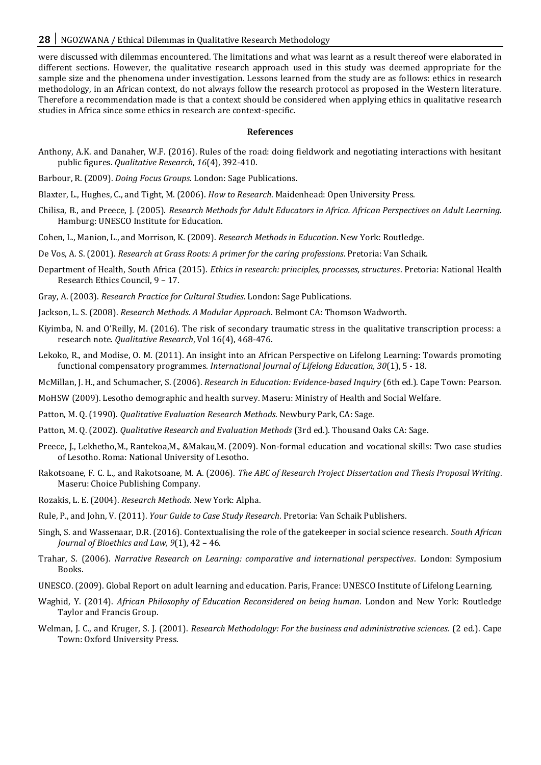were discussed with dilemmas encountered. The limitations and what was learnt as a result thereof were elaborated in different sections. However, the qualitative research approach used in this study was deemed appropriate for the sample size and the phenomena under investigation. Lessons learned from the study are as follows: ethics in research methodology, in an African context, do not always follow the research protocol as proposed in the Western literature. Therefore a recommendation made is that a context should be considered when applying ethics in qualitative research studies in Africa since some ethics in research are context-specific.

## References

Anthony, A.K. and Danaher, W.F. (2016). Rules of the road: doing fieldwork and negotiating interactions with hesitant public figures. *Qualitative Research*, *16*(4), 392-410.

Barbour, R. (2009). *Doing Focus Groups*. London: Sage Publications.

Blaxter, L., Hughes, C., and Tight, M. (2006). *How to Research*. Maidenhead: Open University Press.

Chilisa, B., and Preece, J. (2005). *Research Methods for Adult Educators in Africa. African Perspectives on Adult Learning*. Hamburg: UNESCO Institute for Education.

Cohen, L., Manion, L., and Morrison, K. (2009). *Research Methods in Education*. New York: Routledge.

De Vos, A. S. (2001). *Research at Grass Roots: A primer for the caring professions*. Pretoria: Van Schaik.

Department of Health, South Africa (2015). *Ethics in research: principles, processes, structures*. Pretoria: National Health Research Ethics Council, 9 – 17.

Gray, A. (2003). *Research Practice for Cultural Studies*. London: Sage Publications.

Jackson, L. S. (2008). *Research Methods. A Modular Approach*. Belmont CA: Thomson Wadworth.

Kiyimba, N. and O'Reilly, M. (2016). The risk of secondary traumatic stress in the qualitative transcription process: a research note. *Qualitative Research*, Vol 16(4), 468-476.

Lekoko, R., and Modise, O. M. (2011). An insight into an African Perspective on Lifelong Learning: Towards promoting functional compensatory programmes. *International Journal of Lifelong Education, 30*(1), 5 - 18.

McMillan, J. H., and Schumacher, S. (2006). *Research in Education: Evidence-based Inquiry* (6th ed.). Cape Town: Pearson.

MoHSW (2009). Lesotho demographic and health survey. Maseru: Ministry of Health and Social Welfare.

Patton, M. Q. (1990). *Qualitative Evaluation Research Methods*. Newbury Park, CA: Sage.

Patton, M. Q. (2002). *Qualitative Research and Evaluation Methods* (3rd ed.). Thousand Oaks CA: Sage.

Preece, J., Lekhetho,M., Rantekoa,M., &Makau,M. (2009). Non-formal education and vocational skills: Two case studies of Lesotho. Roma: National University of Lesotho.

Rakotsoane, F. C. L., and Rakotsoane, M. A. (2006). *The ABC of Research Project Dissertation and Thesis Proposal Writing*. Maseru: Choice Publishing Company.

Rozakis, L. E. (2004). *Research Methods*. New York: Alpha.

Rule, P., and John, V. (2011). *Your Guide to Case Study Research*. Pretoria: Van Schaik Publishers.

Singh, S. and Wassenaar, D.R. (2016). Contextualising the role of the gatekeeper in social science research. *South African Journal of Bioethics and Law, 9*(1), 42 – 46.

Trahar, S. (2006). *Narrative Research on Learning: comparative and international perspectives*. London: Symposium Books.

UNESCO. (2009). Global Report on adult learning and education. Paris, France: UNESCO Institute of Lifelong Learning.

Waghid, Y. (2014). *African Philosophy of Education Reconsidered on being human*. London and New York: Routledge Taylor and Francis Group.

Welman, J. C., and Kruger, S. J. (2001). *Research Methodology: For the business and administrative sciences.* (2 ed.). Cape Town: Oxford University Press.